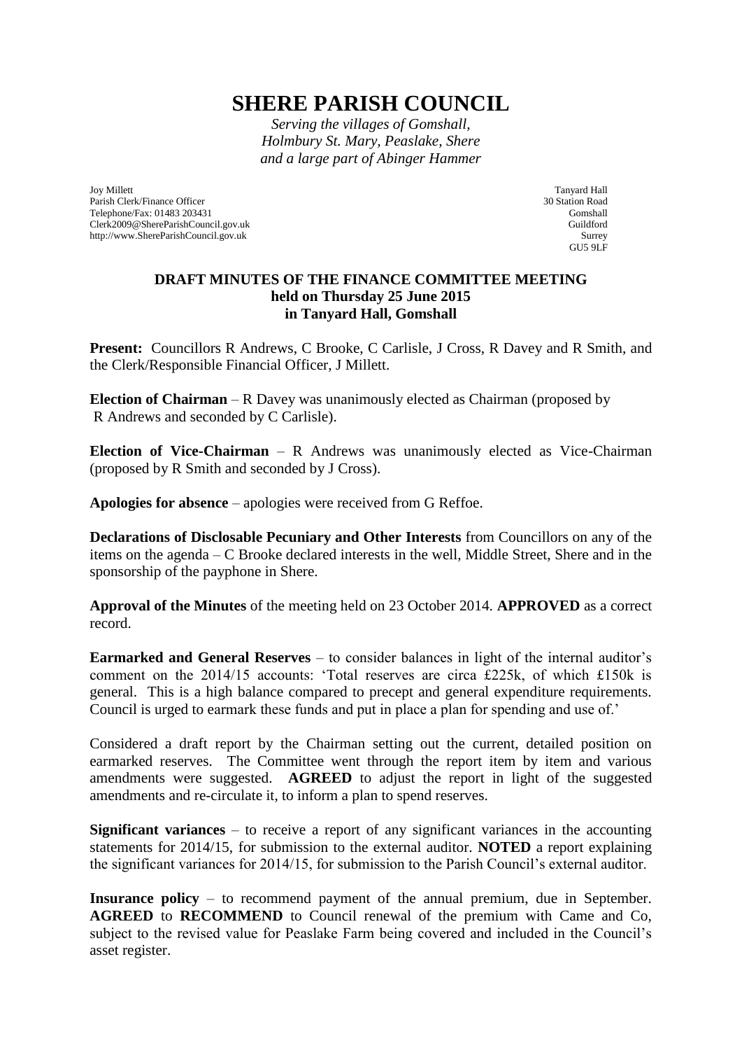# SHERE PARISH COUNCIL

*Serving the villages of Gomshall,*
*Holmbury St. Mary, Peaslake, Shere*
*and a large part of Abinger Hammer*

Joy Millett
Parish Clerk/Finance Officer
Telephone/Fax: 01483 203431
Clerk2009@ShereParishCouncil.gov.uk
http://www.ShereParishCouncil.gov.uk

Tanyard Hall
30 Station Road
Gomshall
Guildford
Surrey
GU5 9LF

## DRAFT MINUTES OF THE FINANCE COMMITTEE MEETING held on Thursday 25 June 2015 in Tanyard Hall, Gomshall

**Present:** Councillors R Andrews, C Brooke, C Carlisle, J Cross, R Davey and R Smith, and the Clerk/Responsible Financial Officer, J Millett.

**Election of Chairman** – R Davey was unanimously elected as Chairman (proposed by R Andrews and seconded by C Carlisle).

**Election of Vice-Chairman** – R Andrews was unanimously elected as Vice-Chairman (proposed by R Smith and seconded by J Cross).

**Apologies for absence** – apologies were received from G Reffoe.

**Declarations of Disclosable Pecuniary and Other Interests** from Councillors on any of the items on the agenda – C Brooke declared interests in the well, Middle Street, Shere and in the sponsorship of the payphone in Shere.

**Approval of the Minutes** of the meeting held on 23 October 2014. **APPROVED** as a correct record.

**Earmarked and General Reserves** – to consider balances in light of the internal auditor's comment on the 2014/15 accounts: 'Total reserves are circa £225k, of which £150k is general. This is a high balance compared to precept and general expenditure requirements. Council is urged to earmark these funds and put in place a plan for spending and use of.'

Considered a draft report by the Chairman setting out the current, detailed position on earmarked reserves. The Committee went through the report item by item and various amendments were suggested. **AGREED** to adjust the report in light of the suggested amendments and re-circulate it, to inform a plan to spend reserves.

**Significant variances** – to receive a report of any significant variances in the accounting statements for 2014/15, for submission to the external auditor. **NOTED** a report explaining the significant variances for 2014/15, for submission to the Parish Council's external auditor.

**Insurance policy** – to recommend payment of the annual premium, due in September. **AGREED** to **RECOMMEND** to Council renewal of the premium with Came and Co, subject to the revised value for Peaslake Farm being covered and included in the Council's asset register.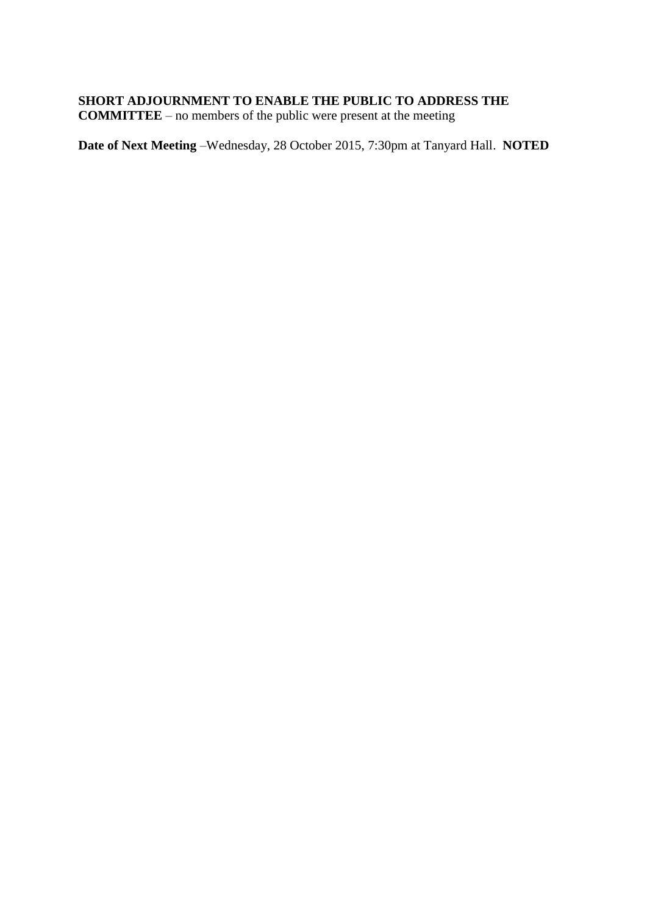**SHORT ADJOURNMENT TO ENABLE THE PUBLIC TO ADDRESS THE COMMITTEE** – no members of the public were present at the meeting

**Date of Next Meeting** –Wednesday, 28 October 2015, 7:30pm at Tanyard Hall. **NOTED**